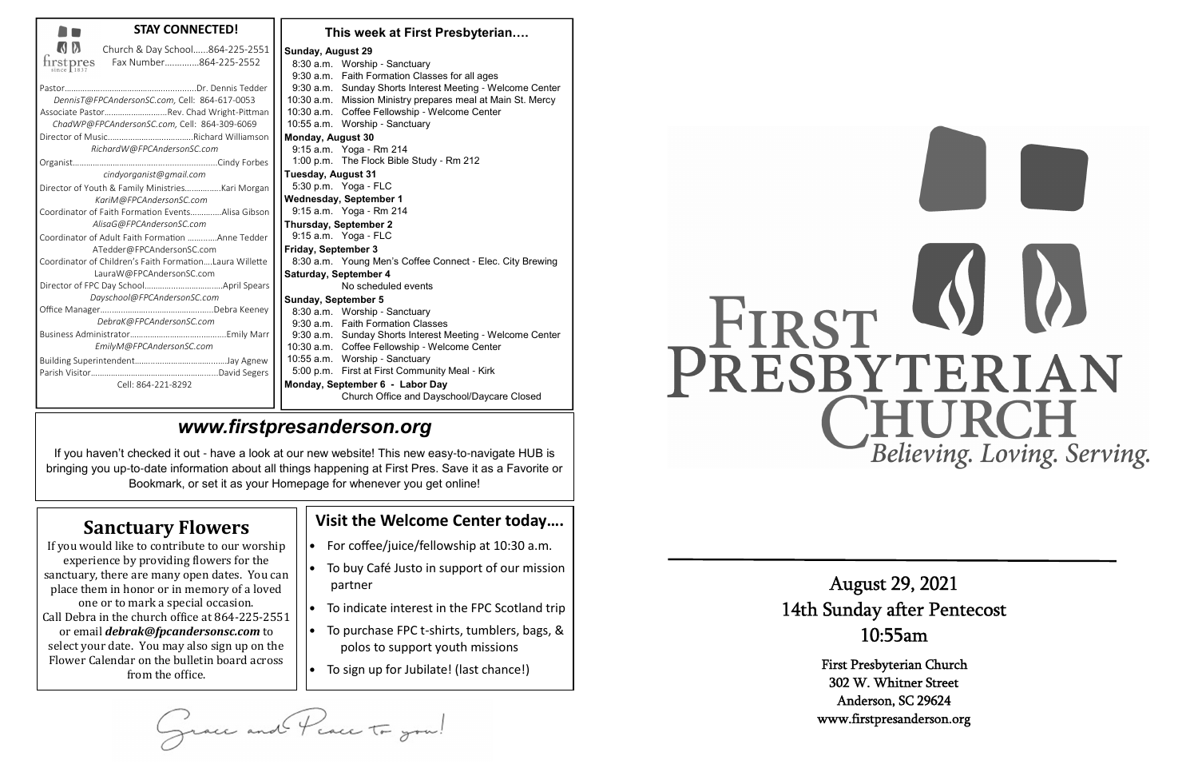## STAY CONNECTED!

firstpres since 1837

Church & Day School......864-225-2551
Fax Number.............864-225-2552

Pastor.......................................................Dr. Dennis Tedder
*DennisT@FPCAndersonSC.com,* Cell: 864-617-0053
Associate Pastor...........................Rev. Chad Wright-Pittman
*ChadWP@FPCAndersonSC.com*, Cell: 864-309-6069
Director of Music.....................................Richard Williamson
*RichardW@FPCAndersonSC.com*
Organist..............................................................Cindy Forbes
*cindyorganist@gmail.com*
Director of Youth & Family Ministries...............Kari Morgan
*KariM@FPCAndersonSC.com*
Coordinator of Faith Formation Events.............Alisa Gibson
*AlisaG@FPCAndersonSC.com*
Coordinator of Adult Faith Formation ............Anne Tedder
ATedder@FPCAndersonSC.com
Coordinator of Children's Faith Formation....Laura Willette
LauraW@FPCAndersonSC.com
Director of FPC Day School..................................April Spears
*Dayschool@FPCAndersonSC.com*
Office Manager...................................................Debra Keeney
*DebraK@FPCAndersonSC.com*
Business Administrator...........................................Emily Marr
*EmilyM@FPCAndersonSC.com*
Building Superintendent........................................Jay Agnew
Parish Visitor........................................................David Segers
Cell: 864-221-8292

## This week at First Presbyterian….

**Sunday, August 29**
8:30 a.m. Worship - Sanctuary
9:30 a.m. Faith Formation Classes for all ages
9:30 a.m. Sunday Shorts Interest Meeting - Welcome Center
10:30 a.m. Mission Ministry prepares meal at Main St. Mercy
10:30 a.m. Coffee Fellowship - Welcome Center
10:55 a.m. Worship - Sanctuary

**Monday, August 30**
9:15 a.m. Yoga - Rm 214
1:00 p.m. The Flock Bible Study - Rm 212

**Tuesday, August 31**
5:30 p.m. Yoga - FLC

**Wednesday, September 1**
9:15 a.m. Yoga - Rm 214

**Thursday, September 2**
9:15 a.m. Yoga - FLC

**Friday, September 3**
8:30 a.m. Young Men's Coffee Connect - Elec. City Brewing

**Saturday, September 4**
No scheduled events

**Sunday, September 5**
8:30 a.m. Worship - Sanctuary
9:30 a.m. Faith Formation Classes
9:30 a.m. Sunday Shorts Interest Meeting - Welcome Center
10:30 a.m. Coffee Fellowship - Welcome Center
10:55 a.m. Worship - Sanctuary
5:00 p.m. First at First Community Meal - Kirk

**Monday, September 6 - Labor Day**
Church Office and Dayschool/Daycare Closed

## *www.firstpresanderson.org*

If you haven't checked it out - have a look at our new website! This new easy-to-navigate HUB is bringing you up-to-date information about all things happening at First Pres. Save it as a Favorite or Bookmark, or set it as your Homepage for whenever you get online!

## Sanctuary Flowers

If you would like to contribute to our worship experience by providing flowers for the sanctuary, there are many open dates. You can place them in honor or in memory of a loved one or to mark a special occasion. Call Debra in the church office at 864-225-2551 or email ***debrak@fpcandersonsc.com*** to select your date. You may also sign up on the Flower Calendar on the bulletin board across from the office.

## Visit the Welcome Center today….

- For coffee/juice/fellowship at 10:30 a.m.
- To buy Café Justo in support of our mission partner
- To indicate interest in the FPC Scotland trip
- To purchase FPC t-shirts, tumblers, bags, & polos to support youth missions
- To sign up for Jubilate! (last chance!)

Grace and Peace to you!

# FIRST PRESBYTERIAN CHURCH

*Believing. Loving. Serving.*

August 29, 2021
14th Sunday after Pentecost
10:55am

First Presbyterian Church
302 W. Whitner Street
Anderson, SC 29624
www.firstpresanderson.org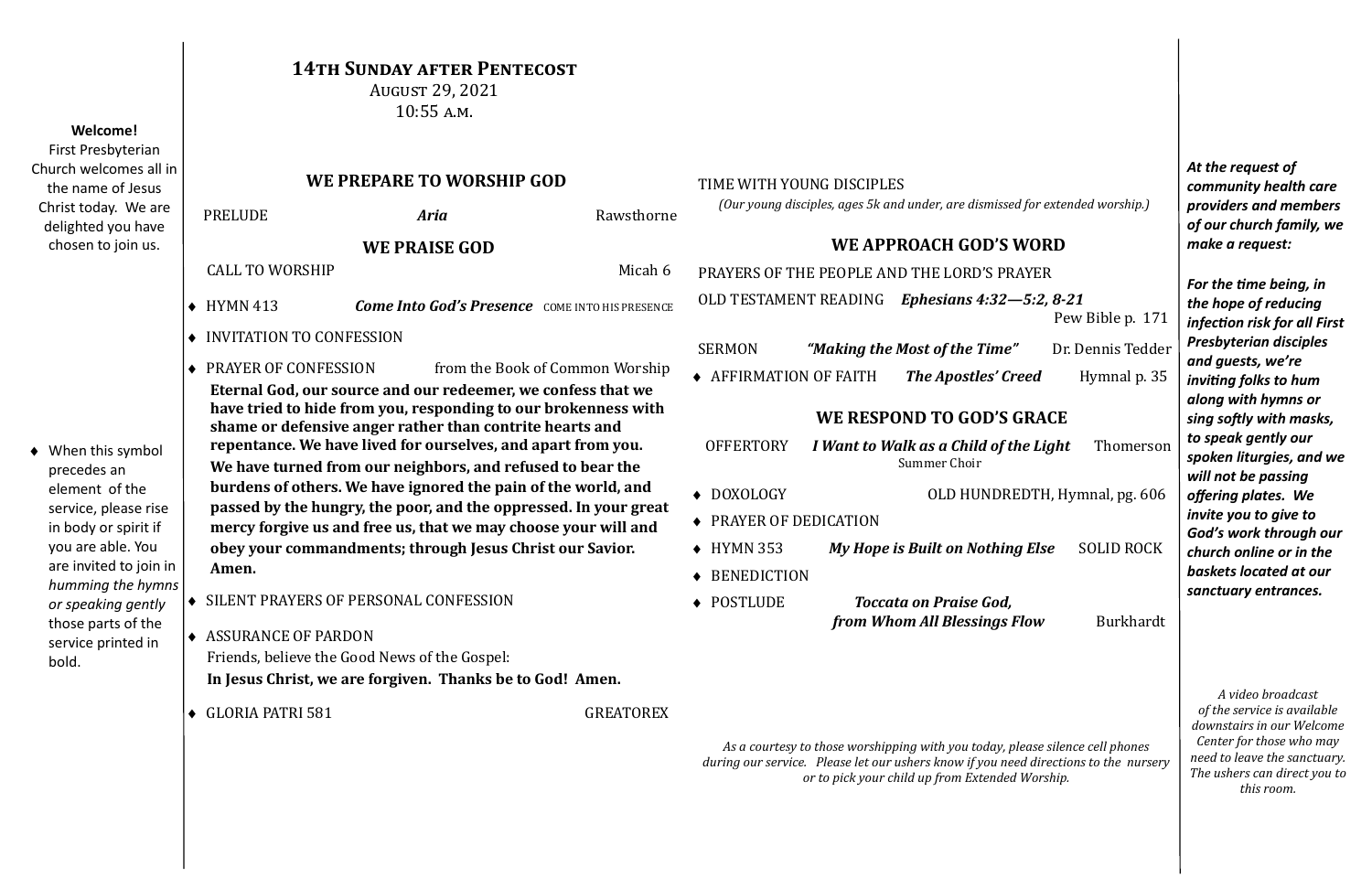**Welcome!**
First Presbyterian Church welcomes all in the name of Jesus Christ today. We are delighted you have chosen to join us.

♦ When this symbol precedes an element of the service, please rise in body or spirit if you are able. You are invited to join in *humming the hymns or speaking gently* those parts of the service printed in bold.

## 14TH SUNDAY AFTER PENTECOST
August 29, 2021
10:55 A.M.

### WE PREPARE TO WORSHIP GOD

PRELUDE — ***Aria*** — Rawsthorne

### WE PRAISE GOD

CALL TO WORSHIP — Micah 6

♦ HYMN 413 — ***Come Into God's Presence*** — COME INTO HIS PRESENCE

♦ INVITATION TO CONFESSION

♦ PRAYER OF CONFESSION — from the Book of Common Worship

**Eternal God, our source and our redeemer, we confess that we have tried to hide from you, responding to our brokenness with shame or defensive anger rather than contrite hearts and repentance. We have lived for ourselves, and apart from you. We have turned from our neighbors, and refused to bear the burdens of others. We have ignored the pain of the world, and passed by the hungry, the poor, and the oppressed. In your great mercy forgive us and free us, that we may choose your will and obey your commandments; through Jesus Christ our Savior. Amen.**

♦ SILENT PRAYERS OF PERSONAL CONFESSION

♦ ASSURANCE OF PARDON
Friends, believe the Good News of the Gospel:
**In Jesus Christ, we are forgiven. Thanks be to God! Amen.**

♦ GLORIA PATRI 581 — GREATOREX

TIME WITH YOUNG DISCIPLES
*(Our young disciples, ages 5k and under, are dismissed for extended worship.)*

### WE APPROACH GOD'S WORD

PRAYERS OF THE PEOPLE AND THE LORD'S PRAYER

OLD TESTAMENT READING — ***Ephesians 4:32—5:2, 8-21*** — Pew Bible p. 171

SERMON — ***"Making the Most of the Time"*** — Dr. Dennis Tedder

♦ AFFIRMATION OF FAITH — ***The Apostles' Creed*** — Hymnal p. 35

### WE RESPOND TO GOD'S GRACE

OFFERTORY — ***I Want to Walk as a Child of the Light*** — Thomerson
Summer Choir

♦ DOXOLOGY — OLD HUNDREDTH, Hymnal, pg. 606

♦ PRAYER OF DEDICATION

♦ HYMN 353 — ***My Hope is Built on Nothing Else*** — SOLID ROCK

♦ BENEDICTION

♦ POSTLUDE — ***Toccata on Praise God, from Whom All Blessings Flow*** — Burkhardt

*As a courtesy to those worshipping with you today, please silence cell phones during our service. Please let our ushers know if you need directions to the nursery or to pick your child up from Extended Worship.*

***At the request of community health care providers and members of our church family, we make a request:***

***For the time being, in the hope of reducing infection risk for all First Presbyterian disciples and guests, we're inviting folks to hum along with hymns or sing softly with masks, to speak gently our spoken liturgies, and we will not be passing offering plates. We invite you to give to God's work through our church online or in the baskets located at our sanctuary entrances.***

*A video broadcast of the service is available downstairs in our Welcome Center for those who may need to leave the sanctuary. The ushers can direct you to this room.*